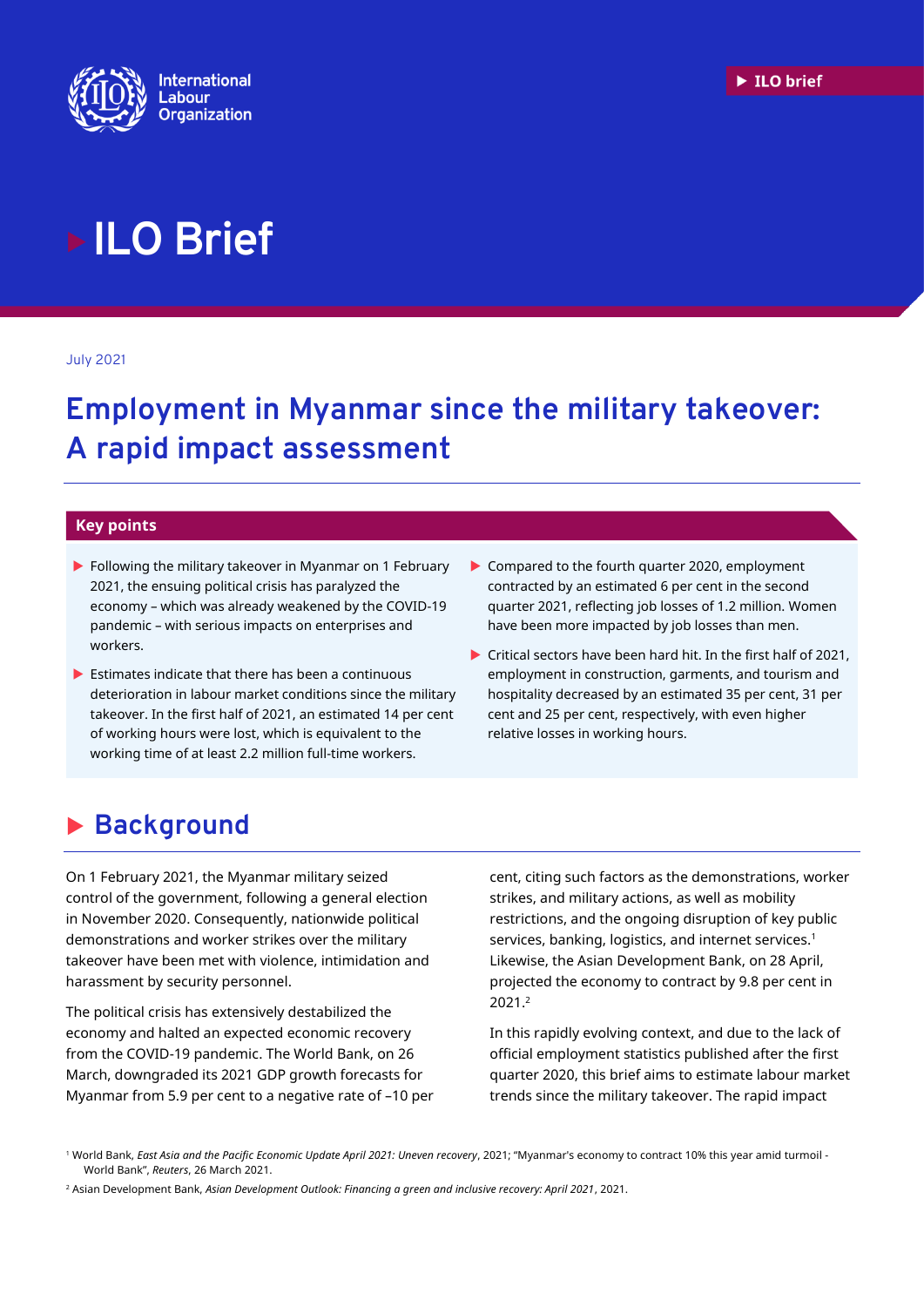ILO Brief

July 2021

# Employment in Myanmar since the military takeover: A rapid impact assessment

## Key points

- Following the military takeover in Myanmar on 1 February 2021, the ensuing political crisis has paralyzed the economy – which was already weakened by the COVID-19 pandemic – with serious impacts on enterprises and workers.
- Estimates indicate that there has been a continuous deterioration in labour market conditions since the military takeover. In the first half of 2021, an estimated 14 per cent of working hours were lost, which is equivalent to the working time of at least 2.2 million full-time workers.
- Compared to the fourth quarter 2020, employment contracted by an estimated 6 per cent in the second quarter 2021, reflecting job losses of 1.2 million. Women have been more impacted by job losses than men.
- Critical sectors have been hard hit. In the first half of 2021, employment in construction, garments, and tourism and hospitality decreased by an estimated 35 per cent, 31 per cent and 25 per cent, respectively, with even higher relative losses in working hours.

## Background

On 1 February 2021, the Myanmar military seized control of the government, following a general election in November 2020. Consequently, nationwide political demonstrations and worker strikes over the military takeover have been met with violence, intimidation and harassment by security personnel.

The political crisis has extensively destabilized the economy and halted an expected economic recovery from the COVID-19 pandemic. The World Bank, on 26 March, downgraded its 2021 GDP growth forecasts for Myanmar from 5.9 per cent to a negative rate of –10 per cent, citing such factors as the demonstrations, worker strikes, and military actions, as well as mobility restrictions, and the ongoing disruption of key public services, banking, logistics, and internet services.[1] Likewise, the Asian Development Bank, on 28 April, projected the economy to contract by 9.8 per cent in 2021.[2]

In this rapidly evolving context, and due to the lack of official employment statistics published after the first quarter 2020, this brief aims to estimate labour market trends since the military takeover. The rapid impact

[1] World Bank, *East Asia and the Pacific Economic Update April 2021: Uneven recovery*, 2021; "Myanmar's economy to contract 10% this year amid turmoil - World Bank", *Reuters*, 26 March 2021.

[2] Asian Development Bank, *Asian Development Outlook: Financing a green and inclusive recovery: April 2021*, 2021.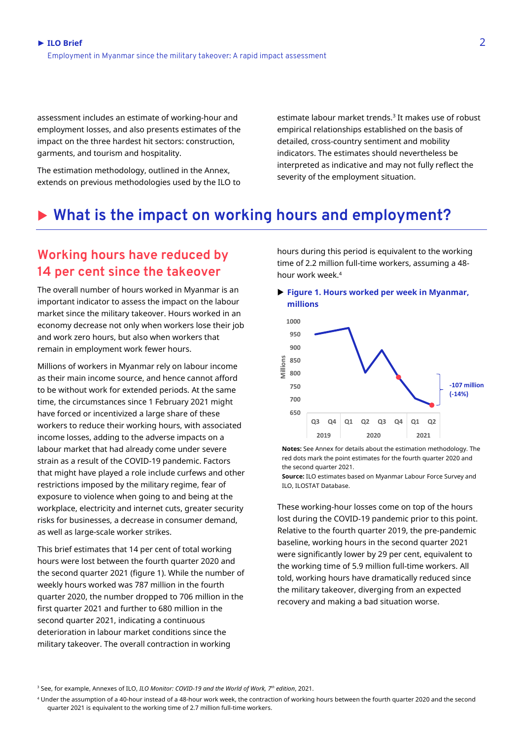assessment includes an estimate of working-hour and employment losses, and also presents estimates of the impact on the three hardest hit sectors: construction, garments, and tourism and hospitality.

The estimation methodology, outlined in the Annex, extends on previous methodologies used by the ILO to estimate labour market trends.[3] It makes use of robust empirical relationships established on the basis of detailed, cross-country sentiment and mobility indicators. The estimates should nevertheless be interpreted as indicative and may not fully reflect the severity of the employment situation.

# What is the impact on working hours and employment?

## Working hours have reduced by 14 per cent since the takeover

The overall number of hours worked in Myanmar is an important indicator to assess the impact on the labour market since the military takeover. Hours worked in an economy decrease not only when workers lose their job and work zero hours, but also when workers that remain in employment work fewer hours.

Millions of workers in Myanmar rely on labour income as their main income source, and hence cannot afford to be without work for extended periods. At the same time, the circumstances since 1 February 2021 might have forced or incentivized a large share of these workers to reduce their working hours, with associated income losses, adding to the adverse impacts on a labour market that had already come under severe strain as a result of the COVID-19 pandemic. Factors that might have played a role include curfews and other restrictions imposed by the military regime, fear of exposure to violence when going to and being at the workplace, electricity and internet cuts, greater security risks for businesses, a decrease in consumer demand, as well as large-scale worker strikes.

This brief estimates that 14 per cent of total working hours were lost between the fourth quarter 2020 and the second quarter 2021 (figure 1). While the number of weekly hours worked was 787 million in the fourth quarter 2020, the number dropped to 706 million in the first quarter 2021 and further to 680 million in the second quarter 2021, indicating a continuous deterioration in labour market conditions since the military takeover. The overall contraction in working hours during this period is equivalent to the working time of 2.2 million full-time workers, assuming a 48-hour work week.[4]

**Figure 1. Hours worked per week in Myanmar, millions**

**Notes:** See Annex for details about the estimation methodology. The red dots mark the point estimates for the fourth quarter 2020 and the second quarter 2021.
**Source:** ILO estimates based on Myanmar Labour Force Survey and ILO, ILOSTAT Database.

These working-hour losses come on top of the hours lost during the COVID-19 pandemic prior to this point. Relative to the fourth quarter 2019, the pre-pandemic baseline, working hours in the second quarter 2021 were significantly lower by 29 per cent, equivalent to the working time of 5.9 million full-time workers. All told, working hours have dramatically reduced since the military takeover, diverging from an expected recovery and making a bad situation worse.

---

[3] See, for example, Annexes of ILO, *ILO Monitor: COVID-19 and the World of Work, 7th edition*, 2021.

[4] Under the assumption of a 40-hour instead of a 48-hour work week, the contraction of working hours between the fourth quarter 2020 and the second quarter 2021 is equivalent to the working time of 2.7 million full-time workers.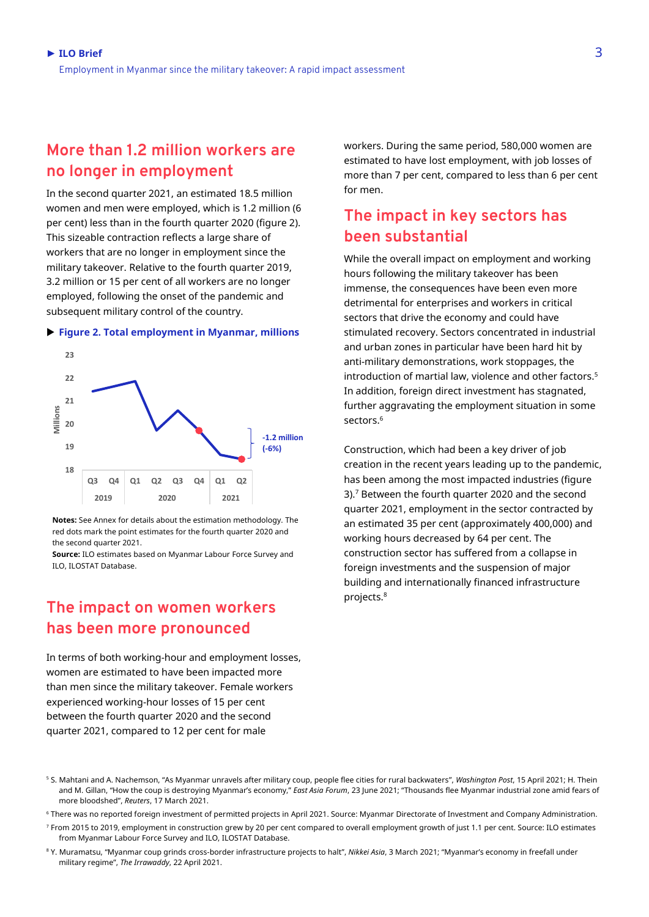## More than 1.2 million workers are no longer in employment

In the second quarter 2021, an estimated 18.5 million women and men were employed, which is 1.2 million (6 per cent) less than in the fourth quarter 2020 (figure 2). This sizeable contraction reflects a large share of workers that are no longer in employment since the military takeover. Relative to the fourth quarter 2019, 3.2 million or 15 per cent of all workers are no longer employed, following the onset of the pandemic and subsequent military control of the country.

▶ **Figure 2. Total employment in Myanmar, millions**

**Notes:** See Annex for details about the estimation methodology. The red dots mark the point estimates for the fourth quarter 2020 and the second quarter 2021.
**Source:** ILO estimates based on Myanmar Labour Force Survey and ILO, ILOSTAT Database.

## The impact on women workers has been more pronounced

In terms of both working-hour and employment losses, women are estimated to have been impacted more than men since the military takeover. Female workers experienced working-hour losses of 15 per cent between the fourth quarter 2020 and the second quarter 2021, compared to 12 per cent for male workers. During the same period, 580,000 women are estimated to have lost employment, with job losses of more than 7 per cent, compared to less than 6 per cent for men.

## The impact in key sectors has been substantial

While the overall impact on employment and working hours following the military takeover has been immense, the consequences have been even more detrimental for enterprises and workers in critical sectors that drive the economy and could have stimulated recovery. Sectors concentrated in industrial and urban zones in particular have been hard hit by anti-military demonstrations, work stoppages, the introduction of martial law, violence and other factors.[5] In addition, foreign direct investment has stagnated, further aggravating the employment situation in some sectors.[6]

Construction, which had been a key driver of job creation in the recent years leading up to the pandemic, has been among the most impacted industries (figure 3).[7] Between the fourth quarter 2020 and the second quarter 2021, employment in the sector contracted by an estimated 35 per cent (approximately 400,000) and working hours decreased by 64 per cent. The construction sector has suffered from a collapse in foreign investments and the suspension of major building and internationally financed infrastructure projects.[8]

---

[5] S. Mahtani and A. Nachemson, "As Myanmar unravels after military coup, people flee cities for rural backwaters", *Washington Post*, 15 April 2021; H. Thein and M. Gillan, "How the coup is destroying Myanmar's economy," *East Asia Forum*, 23 June 2021; "Thousands flee Myanmar industrial zone amid fears of more bloodshed", *Reuters*, 17 March 2021.

[6] There was no reported foreign investment of permitted projects in April 2021. Source: Myanmar Directorate of Investment and Company Administration.

[7] From 2015 to 2019, employment in construction grew by 20 per cent compared to overall employment growth of just 1.1 per cent. Source: ILO estimates from Myanmar Labour Force Survey and ILO, ILOSTAT Database.

[8] Y. Muramatsu, "Myanmar coup grinds cross-border infrastructure projects to halt", *Nikkei Asia*, 3 March 2021; "Myanmar's economy in freefall under military regime", *The Irrawaddy*, 22 April 2021.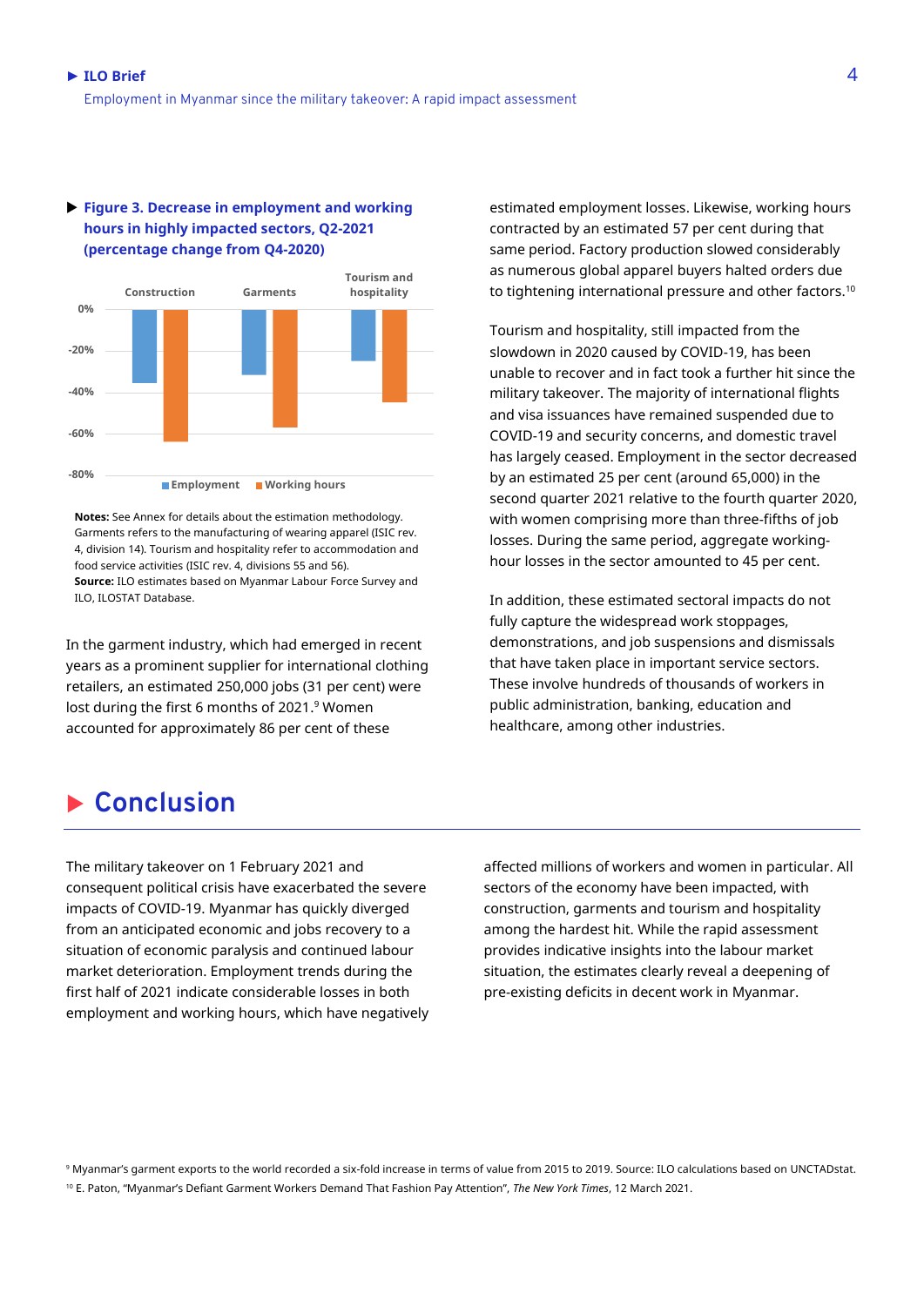**Figure 3. Decrease in employment and working hours in highly impacted sectors, Q2-2021 (percentage change from Q4-2020)**

**Notes:** See Annex for details about the estimation methodology. Garments refers to the manufacturing of wearing apparel (ISIC rev. 4, division 14). Tourism and hospitality refer to accommodation and food service activities (ISIC rev. 4, divisions 55 and 56).
**Source:** ILO estimates based on Myanmar Labour Force Survey and ILO, ILOSTAT Database.

In the garment industry, which had emerged in recent years as a prominent supplier for international clothing retailers, an estimated 250,000 jobs (31 per cent) were lost during the first 6 months of 2021.[9] Women accounted for approximately 86 per cent of these estimated employment losses. Likewise, working hours contracted by an estimated 57 per cent during that same period. Factory production slowed considerably as numerous global apparel buyers halted orders due to tightening international pressure and other factors.[10]

Tourism and hospitality, still impacted from the slowdown in 2020 caused by COVID-19, has been unable to recover and in fact took a further hit since the military takeover. The majority of international flights and visa issuances have remained suspended due to COVID-19 and security concerns, and domestic travel has largely ceased. Employment in the sector decreased by an estimated 25 per cent (around 65,000) in the second quarter 2021 relative to the fourth quarter 2020, with women comprising more than three-fifths of job losses. During the same period, aggregate working-hour losses in the sector amounted to 45 per cent.

In addition, these estimated sectoral impacts do not fully capture the widespread work stoppages, demonstrations, and job suspensions and dismissals that have taken place in important service sectors. These involve hundreds of thousands of workers in public administration, banking, education and healthcare, among other industries.

## Conclusion

The military takeover on 1 February 2021 and consequent political crisis have exacerbated the severe impacts of COVID-19. Myanmar has quickly diverged from an anticipated economic and jobs recovery to a situation of economic paralysis and continued labour market deterioration. Employment trends during the first half of 2021 indicate considerable losses in both employment and working hours, which have negatively affected millions of workers and women in particular. All sectors of the economy have been impacted, with construction, garments and tourism and hospitality among the hardest hit. While the rapid assessment provides indicative insights into the labour market situation, the estimates clearly reveal a deepening of pre-existing deficits in decent work in Myanmar.

[9] Myanmar's garment exports to the world recorded a six-fold increase in terms of value from 2015 to 2019. Source: ILO calculations based on UNCTADstat.

[10] E. Paton, "Myanmar's Defiant Garment Workers Demand That Fashion Pay Attention", *The New York Times*, 12 March 2021.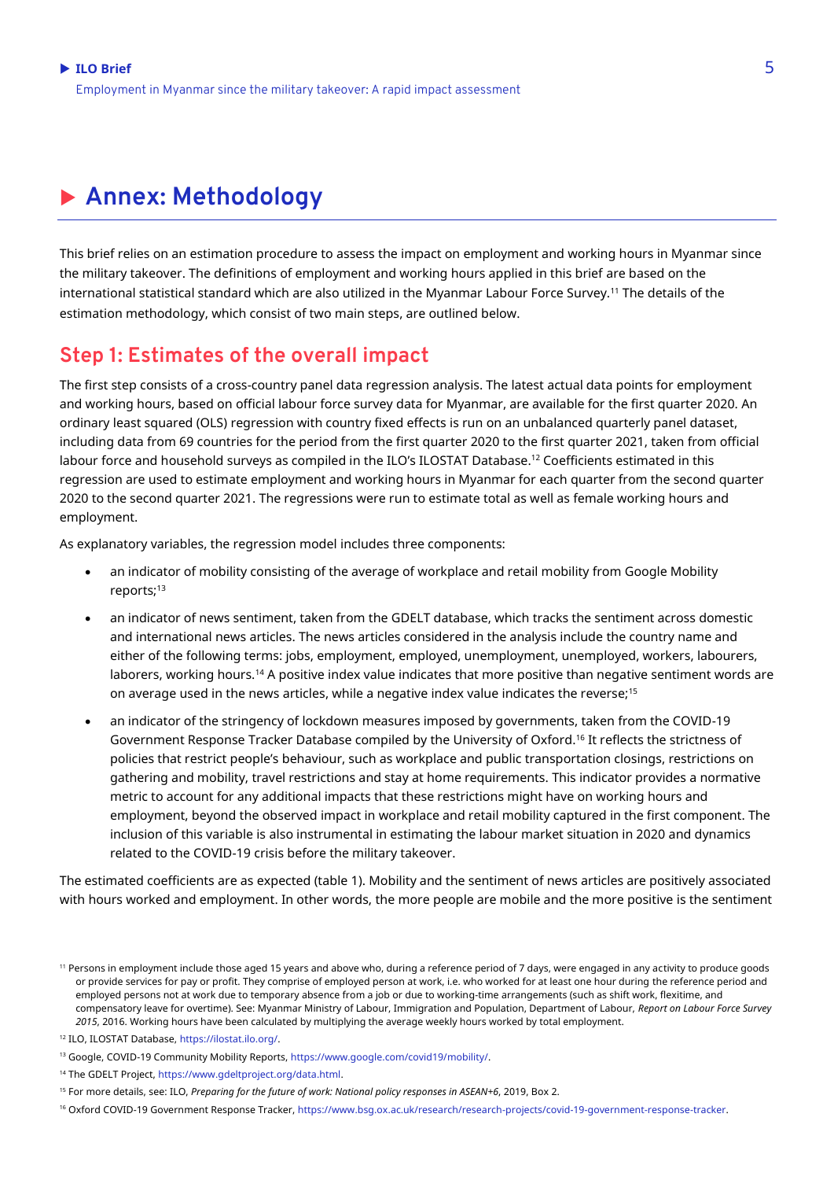# Annex: Methodology

This brief relies on an estimation procedure to assess the impact on employment and working hours in Myanmar since the military takeover. The definitions of employment and working hours applied in this brief are based on the international statistical standard which are also utilized in the Myanmar Labour Force Survey.[11] The details of the estimation methodology, which consist of two main steps, are outlined below.

## Step 1: Estimates of the overall impact

The first step consists of a cross-country panel data regression analysis. The latest actual data points for employment and working hours, based on official labour force survey data for Myanmar, are available for the first quarter 2020. An ordinary least squared (OLS) regression with country fixed effects is run on an unbalanced quarterly panel dataset, including data from 69 countries for the period from the first quarter 2020 to the first quarter 2021, taken from official labour force and household surveys as compiled in the ILO's ILOSTAT Database.[12] Coefficients estimated in this regression are used to estimate employment and working hours in Myanmar for each quarter from the second quarter 2020 to the second quarter 2021. The regressions were run to estimate total as well as female working hours and employment.

As explanatory variables, the regression model includes three components:

- an indicator of mobility consisting of the average of workplace and retail mobility from Google Mobility reports;[13]
- an indicator of news sentiment, taken from the GDELT database, which tracks the sentiment across domestic and international news articles. The news articles considered in the analysis include the country name and either of the following terms: jobs, employment, employed, unemployment, unemployed, workers, labourers, laborers, working hours.[14] A positive index value indicates that more positive than negative sentiment words are on average used in the news articles, while a negative index value indicates the reverse;[15]
- an indicator of the stringency of lockdown measures imposed by governments, taken from the COVID-19 Government Response Tracker Database compiled by the University of Oxford.[16] It reflects the strictness of policies that restrict people's behaviour, such as workplace and public transportation closings, restrictions on gathering and mobility, travel restrictions and stay at home requirements. This indicator provides a normative metric to account for any additional impacts that these restrictions might have on working hours and employment, beyond the observed impact in workplace and retail mobility captured in the first component. The inclusion of this variable is also instrumental in estimating the labour market situation in 2020 and dynamics related to the COVID-19 crisis before the military takeover.

The estimated coefficients are as expected (table 1). Mobility and the sentiment of news articles are positively associated with hours worked and employment. In other words, the more people are mobile and the more positive is the sentiment

---

[11] Persons in employment include those aged 15 years and above who, during a reference period of 7 days, were engaged in any activity to produce goods or provide services for pay or profit. They comprise of employed person at work, i.e. who worked for at least one hour during the reference period and employed persons not at work due to temporary absence from a job or due to working-time arrangements (such as shift work, flexitime, and compensatory leave for overtime). See: Myanmar Ministry of Labour, Immigration and Population, Department of Labour, *Report on Labour Force Survey 2015*, 2016. Working hours have been calculated by multiplying the average weekly hours worked by total employment.

[12] ILO, ILOSTAT Database, https://ilostat.ilo.org/.

[13] Google, COVID-19 Community Mobility Reports, https://www.google.com/covid19/mobility/.

[14] The GDELT Project, https://www.gdeltproject.org/data.html.

[15] For more details, see: ILO, *Preparing for the future of work: National policy responses in ASEAN+6*, 2019, Box 2.

[16] Oxford COVID-19 Government Response Tracker, https://www.bsg.ox.ac.uk/research/research-projects/covid-19-government-response-tracker.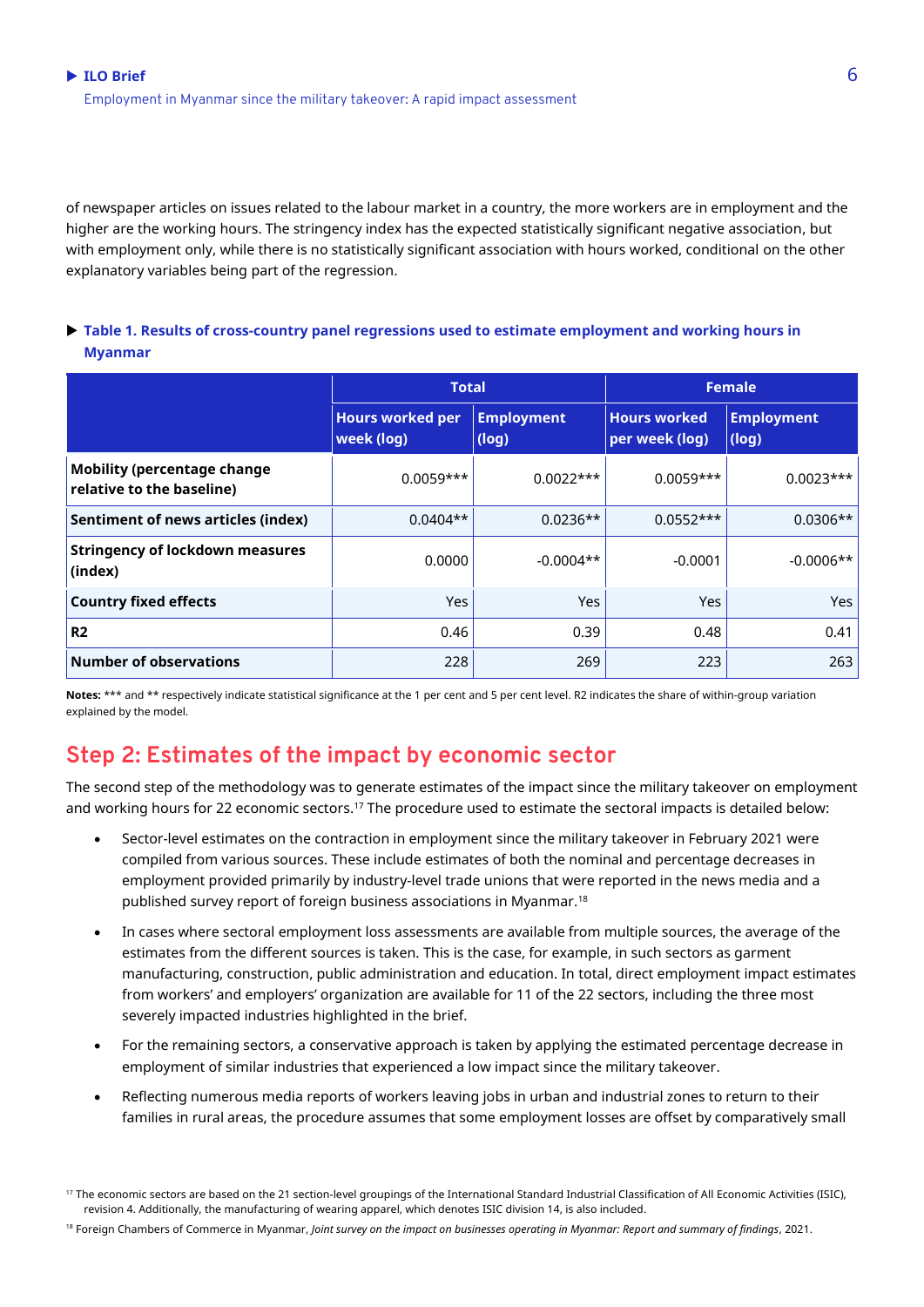of newspaper articles on issues related to the labour market in a country, the more workers are in employment and the higher are the working hours. The stringency index has the expected statistically significant negative association, but with employment only, while there is no statistically significant association with hours worked, conditional on the other explanatory variables being part of the regression.

**Table 1. Results of cross-country panel regressions used to estimate employment and working hours in Myanmar**

| | Total | | Female | |
|---|---|---|---|---|
| | Hours worked per week (log) | Employment (log) | Hours worked per week (log) | Employment (log) |
| **Mobility (percentage change relative to the baseline)** | 0.0059*** | 0.0022*** | 0.0059*** | 0.0023*** |
| **Sentiment of news articles (index)** | 0.0404** | 0.0236** | 0.0552*** | 0.0306** |
| **Stringency of lockdown measures (index)** | 0.0000 | -0.0004** | -0.0001 | -0.0006** |
| **Country fixed effects** | Yes | Yes | Yes | Yes |
| **R2** | 0.46 | 0.39 | 0.48 | 0.41 |
| **Number of observations** | 228 | 269 | 223 | 263 |

**Notes:** *** and ** respectively indicate statistical significance at the 1 per cent and 5 per cent level. R2 indicates the share of within-group variation explained by the model.

## Step 2: Estimates of the impact by economic sector

The second step of the methodology was to generate estimates of the impact since the military takeover on employment and working hours for 22 economic sectors.[17] The procedure used to estimate the sectoral impacts is detailed below:

- Sector-level estimates on the contraction in employment since the military takeover in February 2021 were compiled from various sources. These include estimates of both the nominal and percentage decreases in employment provided primarily by industry-level trade unions that were reported in the news media and a published survey report of foreign business associations in Myanmar.[18]
- In cases where sectoral employment loss assessments are available from multiple sources, the average of the estimates from the different sources is taken. This is the case, for example, in such sectors as garment manufacturing, construction, public administration and education. In total, direct employment impact estimates from workers' and employers' organization are available for 11 of the 22 sectors, including the three most severely impacted industries highlighted in the brief.
- For the remaining sectors, a conservative approach is taken by applying the estimated percentage decrease in employment of similar industries that experienced a low impact since the military takeover.
- Reflecting numerous media reports of workers leaving jobs in urban and industrial zones to return to their families in rural areas, the procedure assumes that some employment losses are offset by comparatively small

[17] The economic sectors are based on the 21 section-level groupings of the International Standard Industrial Classification of All Economic Activities (ISIC), revision 4. Additionally, the manufacturing of wearing apparel, which denotes ISIC division 14, is also included.

[18] Foreign Chambers of Commerce in Myanmar, *Joint survey on the impact on businesses operating in Myanmar: Report and summary of findings*, 2021.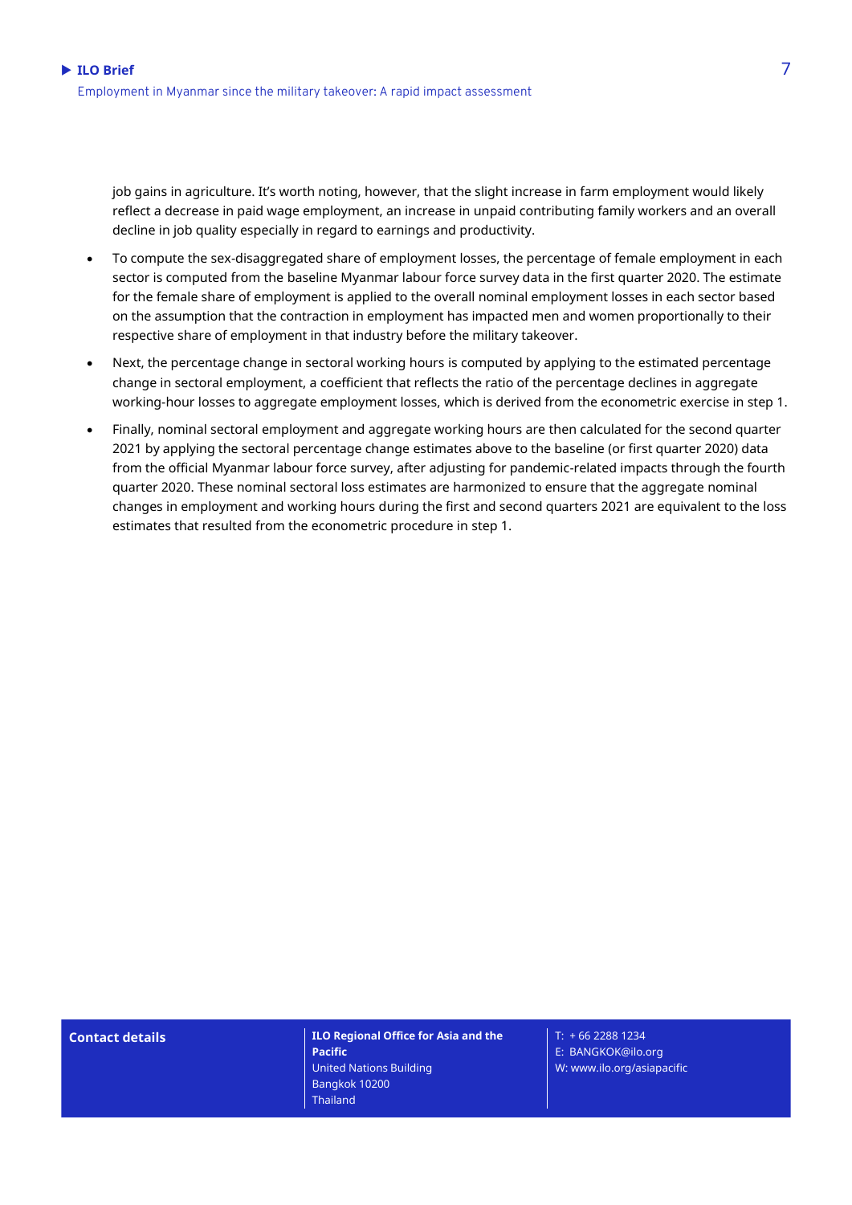job gains in agriculture. It's worth noting, however, that the slight increase in farm employment would likely reflect a decrease in paid wage employment, an increase in unpaid contributing family workers and an overall decline in job quality especially in regard to earnings and productivity.

- To compute the sex-disaggregated share of employment losses, the percentage of female employment in each sector is computed from the baseline Myanmar labour force survey data in the first quarter 2020. The estimate for the female share of employment is applied to the overall nominal employment losses in each sector based on the assumption that the contraction in employment has impacted men and women proportionally to their respective share of employment in that industry before the military takeover.
- Next, the percentage change in sectoral working hours is computed by applying to the estimated percentage change in sectoral employment, a coefficient that reflects the ratio of the percentage declines in aggregate working-hour losses to aggregate employment losses, which is derived from the econometric exercise in step 1.
- Finally, nominal sectoral employment and aggregate working hours are then calculated for the second quarter 2021 by applying the sectoral percentage change estimates above to the baseline (or first quarter 2020) data from the official Myanmar labour force survey, after adjusting for pandemic-related impacts through the fourth quarter 2020. These nominal sectoral loss estimates are harmonized to ensure that the aggregate nominal changes in employment and working hours during the first and second quarters 2021 are equivalent to the loss estimates that resulted from the econometric procedure in step 1.

**Contact details**

**ILO Regional Office for Asia and the Pacific**
United Nations Building
Bangkok 10200
Thailand

T: + 66 2288 1234
E: BANGKOK@ilo.org
W: www.ilo.org/asiapacific